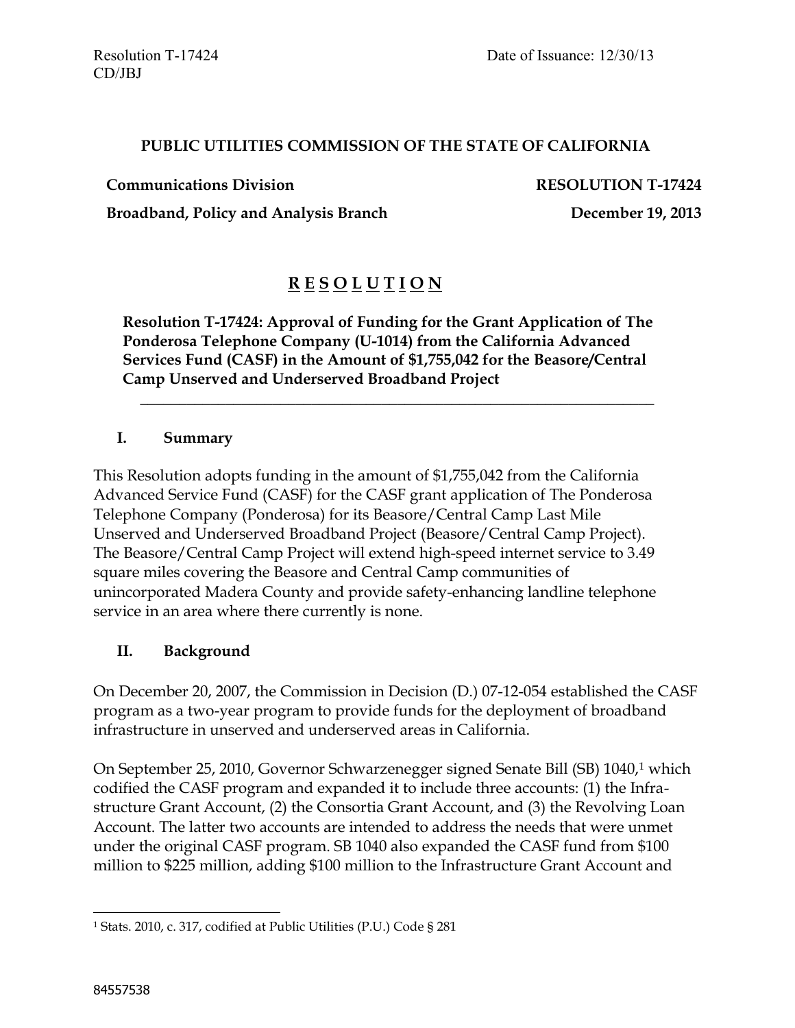Resolution T-17424
CD/JBJ

Date of Issuance: 12/30/13

**PUBLIC UTILITIES COMMISSION OF THE STATE OF CALIFORNIA**

**Communications Division**
**Broadband, Policy and Analysis Branch**

**RESOLUTION T-17424**
**December 19, 2013**

# R E S O L U T I O N

**Resolution T-17424: Approval of Funding for the Grant Application of The Ponderosa Telephone Company (U-1014) from the California Advanced Services Fund (CASF) in the Amount of $1,755,042 for the Beasore/Central Camp Unserved and Underserved Broadband Project**

---

## I. Summary

This Resolution adopts funding in the amount of $1,755,042 from the California Advanced Service Fund (CASF) for the CASF grant application of The Ponderosa Telephone Company (Ponderosa) for its Beasore/Central Camp Last Mile Unserved and Underserved Broadband Project (Beasore/Central Camp Project). The Beasore/Central Camp Project will extend high-speed internet service to 3.49 square miles covering the Beasore and Central Camp communities of unincorporated Madera County and provide safety-enhancing landline telephone service in an area where there currently is none.

## II. Background

On December 20, 2007, the Commission in Decision (D.) 07-12-054 established the CASF program as a two-year program to provide funds for the deployment of broadband infrastructure in unserved and underserved areas in California.

On September 25, 2010, Governor Schwarzenegger signed Senate Bill (SB) 1040,[1] which codified the CASF program and expanded it to include three accounts: (1) the Infrastructure Grant Account, (2) the Consortia Grant Account, and (3) the Revolving Loan Account. The latter two accounts are intended to address the needs that were unmet under the original CASF program. SB 1040 also expanded the CASF fund from $100 million to $225 million, adding $100 million to the Infrastructure Grant Account and

[1] Stats. 2010, c. 317, codified at Public Utilities (P.U.) Code § 281

84557538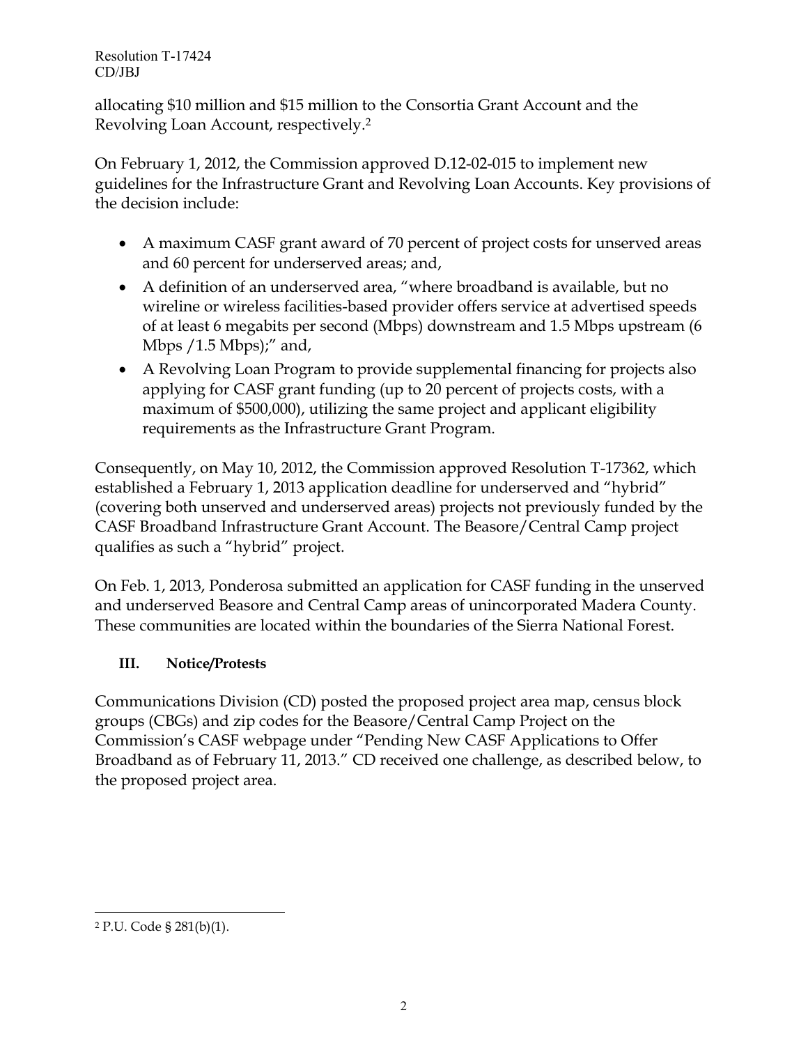allocating $10 million and $15 million to the Consortia Grant Account and the Revolving Loan Account, respectively.[2]

On February 1, 2012, the Commission approved D.12-02-015 to implement new guidelines for the Infrastructure Grant and Revolving Loan Accounts. Key provisions of the decision include:

- A maximum CASF grant award of 70 percent of project costs for unserved areas and 60 percent for underserved areas; and,
- A definition of an underserved area, "where broadband is available, but no wireline or wireless facilities-based provider offers service at advertised speeds of at least 6 megabits per second (Mbps) downstream and 1.5 Mbps upstream (6 Mbps /1.5 Mbps);" and,
- A Revolving Loan Program to provide supplemental financing for projects also applying for CASF grant funding (up to 20 percent of projects costs, with a maximum of $500,000), utilizing the same project and applicant eligibility requirements as the Infrastructure Grant Program.

Consequently, on May 10, 2012, the Commission approved Resolution T-17362, which established a February 1, 2013 application deadline for underserved and "hybrid" (covering both unserved and underserved areas) projects not previously funded by the CASF Broadband Infrastructure Grant Account. The Beasore/Central Camp project qualifies as such a "hybrid" project.

On Feb. 1, 2013, Ponderosa submitted an application for CASF funding in the unserved and underserved Beasore and Central Camp areas of unincorporated Madera County. These communities are located within the boundaries of the Sierra National Forest.

### III. Notice/Protests

Communications Division (CD) posted the proposed project area map, census block groups (CBGs) and zip codes for the Beasore/Central Camp Project on the Commission's CASF webpage under "Pending New CASF Applications to Offer Broadband as of February 11, 2013." CD received one challenge, as described below, to the proposed project area.

---

[2] P.U. Code § 281(b)(1).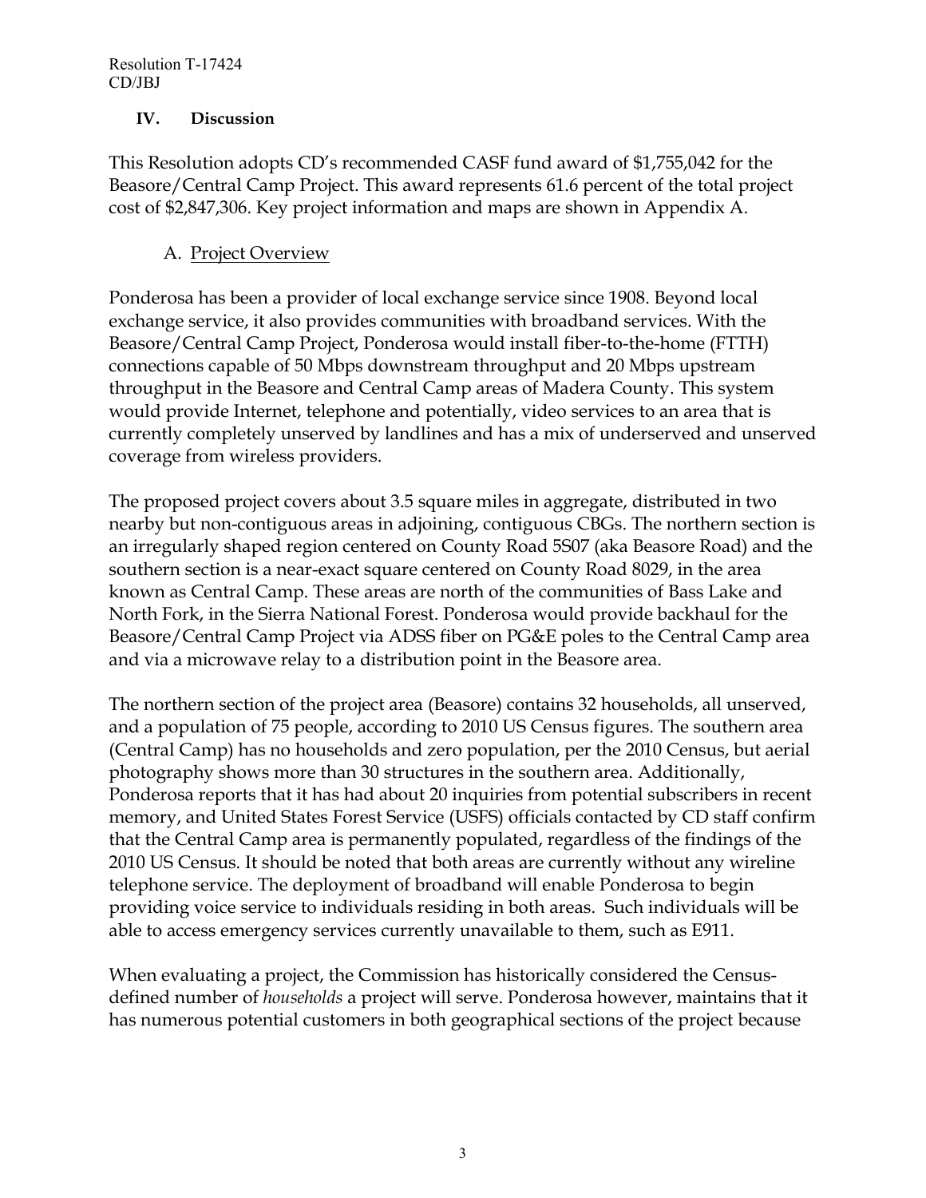## IV. Discussion

This Resolution adopts CD's recommended CASF fund award of $1,755,042 for the Beasore/Central Camp Project. This award represents 61.6 percent of the total project cost of $2,847,306. Key project information and maps are shown in Appendix A.

### A. Project Overview

Ponderosa has been a provider of local exchange service since 1908. Beyond local exchange service, it also provides communities with broadband services. With the Beasore/Central Camp Project, Ponderosa would install fiber-to-the-home (FTTH) connections capable of 50 Mbps downstream throughput and 20 Mbps upstream throughput in the Beasore and Central Camp areas of Madera County. This system would provide Internet, telephone and potentially, video services to an area that is currently completely unserved by landlines and has a mix of underserved and unserved coverage from wireless providers.

The proposed project covers about 3.5 square miles in aggregate, distributed in two nearby but non-contiguous areas in adjoining, contiguous CBGs. The northern section is an irregularly shaped region centered on County Road 5S07 (aka Beasore Road) and the southern section is a near-exact square centered on County Road 8029, in the area known as Central Camp. These areas are north of the communities of Bass Lake and North Fork, in the Sierra National Forest. Ponderosa would provide backhaul for the Beasore/Central Camp Project via ADSS fiber on PG&E poles to the Central Camp area and via a microwave relay to a distribution point in the Beasore area.

The northern section of the project area (Beasore) contains 32 households, all unserved, and a population of 75 people, according to 2010 US Census figures. The southern area (Central Camp) has no households and zero population, per the 2010 Census, but aerial photography shows more than 30 structures in the southern area. Additionally, Ponderosa reports that it has had about 20 inquiries from potential subscribers in recent memory, and United States Forest Service (USFS) officials contacted by CD staff confirm that the Central Camp area is permanently populated, regardless of the findings of the 2010 US Census. It should be noted that both areas are currently without any wireline telephone service. The deployment of broadband will enable Ponderosa to begin providing voice service to individuals residing in both areas. Such individuals will be able to access emergency services currently unavailable to them, such as E911.

When evaluating a project, the Commission has historically considered the Census-defined number of *households* a project will serve. Ponderosa however, maintains that it has numerous potential customers in both geographical sections of the project because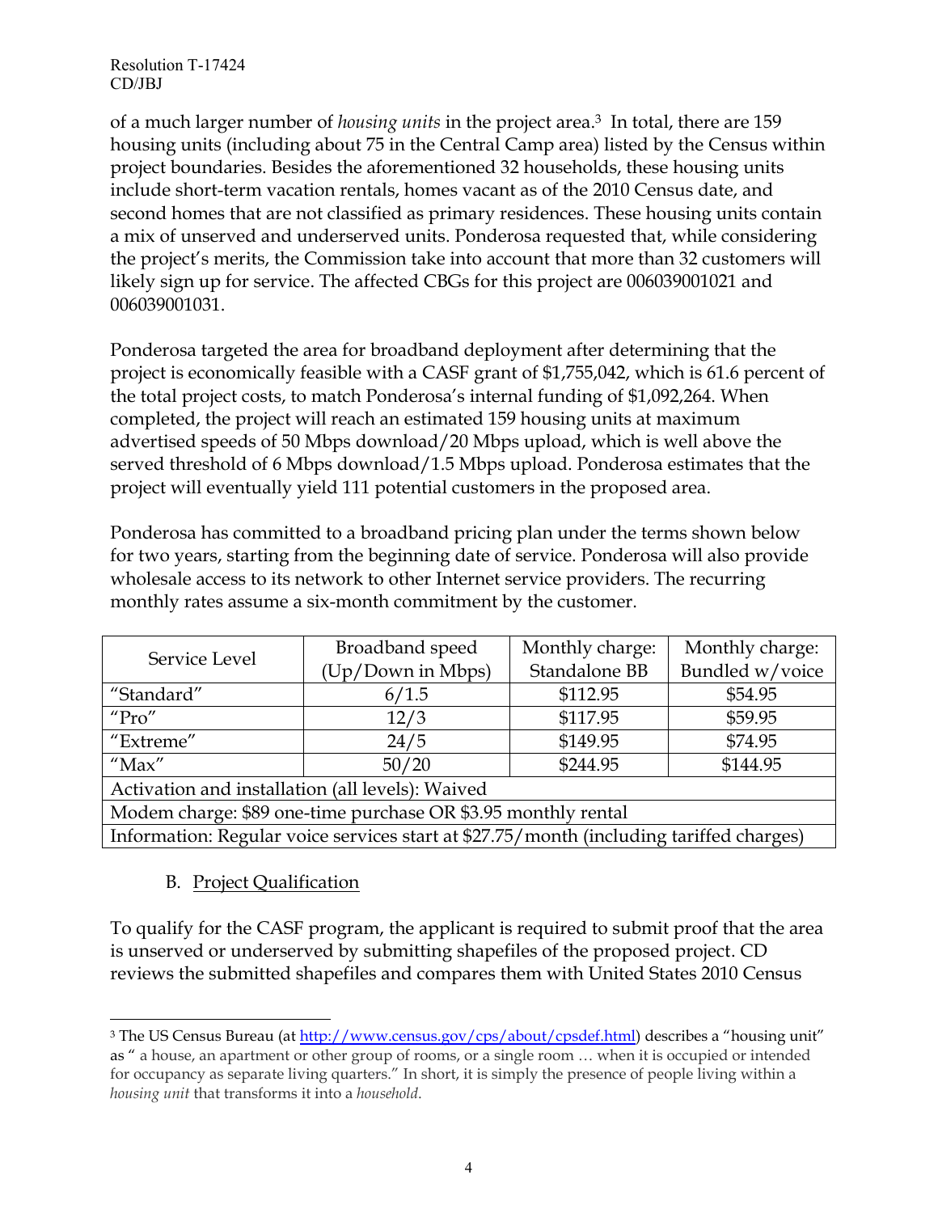of a much larger number of *housing units* in the project area.[3] In total, there are 159 housing units (including about 75 in the Central Camp area) listed by the Census within project boundaries. Besides the aforementioned 32 households, these housing units include short-term vacation rentals, homes vacant as of the 2010 Census date, and second homes that are not classified as primary residences. These housing units contain a mix of unserved and underserved units. Ponderosa requested that, while considering the project's merits, the Commission take into account that more than 32 customers will likely sign up for service. The affected CBGs for this project are 006039001021 and 006039001031.

Ponderosa targeted the area for broadband deployment after determining that the project is economically feasible with a CASF grant of $1,755,042, which is 61.6 percent of the total project costs, to match Ponderosa's internal funding of $1,092,264. When completed, the project will reach an estimated 159 housing units at maximum advertised speeds of 50 Mbps download/20 Mbps upload, which is well above the served threshold of 6 Mbps download/1.5 Mbps upload. Ponderosa estimates that the project will eventually yield 111 potential customers in the proposed area.

Ponderosa has committed to a broadband pricing plan under the terms shown below for two years, starting from the beginning date of service. Ponderosa will also provide wholesale access to its network to other Internet service providers. The recurring monthly rates assume a six-month commitment by the customer.

| Service Level | Broadband speed (Up/Down in Mbps) | Monthly charge: Standalone BB | Monthly charge: Bundled w/voice |
|---|---|---|---|
| "Standard" | 6/1.5 | $112.95 | $54.95 |
| "Pro" | 12/3 | $117.95 | $59.95 |
| "Extreme" | 24/5 | $149.95 | $74.95 |
| "Max" | 50/20 | $244.95 | $144.95 |
| Activation and installation (all levels): Waived | | | |
| Modem charge: $89 one-time purchase OR $3.95 monthly rental | | | |
| Information: Regular voice services start at $27.75/month (including tariffed charges) | | | |

B. Project Qualification

To qualify for the CASF program, the applicant is required to submit proof that the area is unserved or underserved by submitting shapefiles of the proposed project. CD reviews the submitted shapefiles and compares them with United States 2010 Census

[3] The US Census Bureau (at http://www.census.gov/cps/about/cpsdef.html) describes a "housing unit" as " a house, an apartment or other group of rooms, or a single room … when it is occupied or intended for occupancy as separate living quarters." In short, it is simply the presence of people living within a *housing unit* that transforms it into a *household*.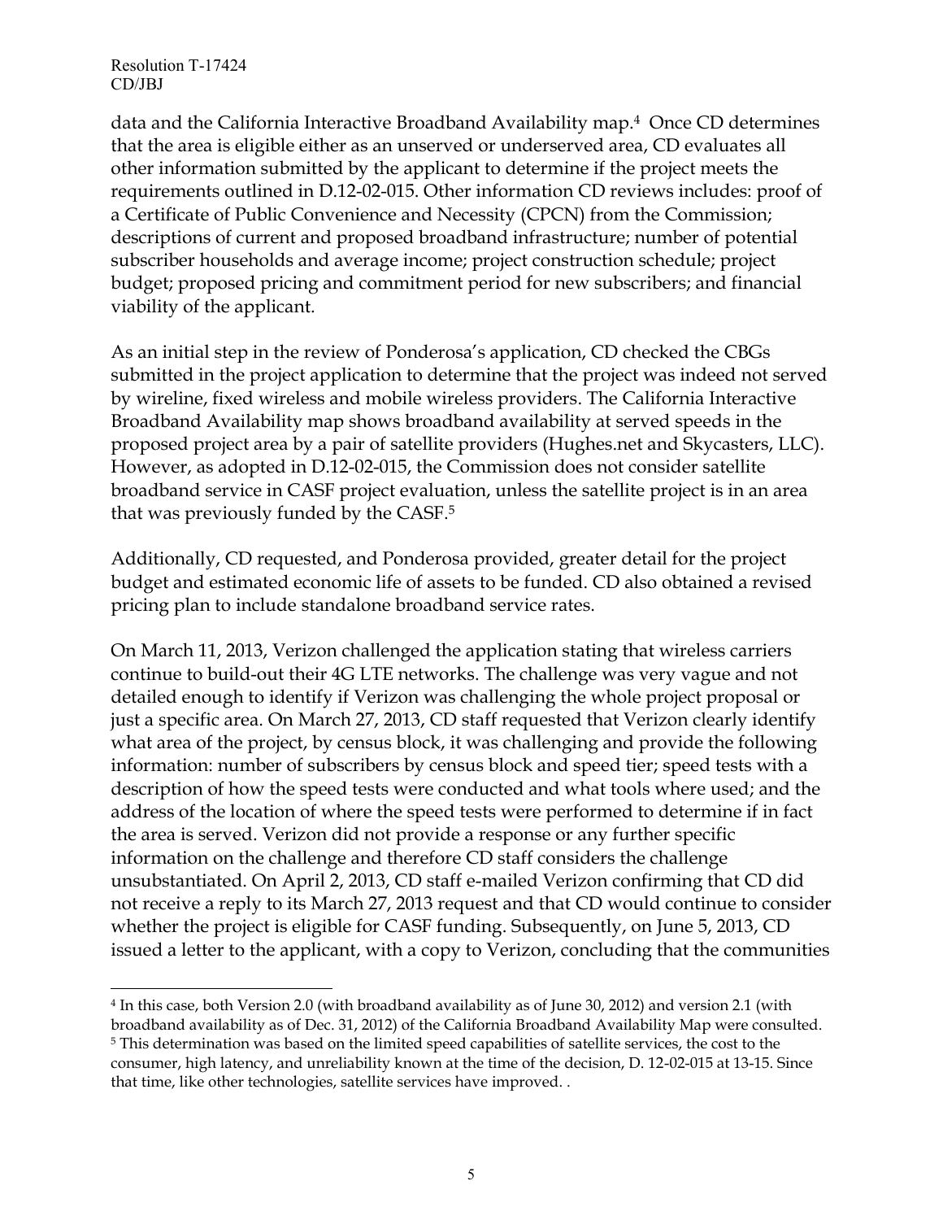data and the California Interactive Broadband Availability map.[4] Once CD determines that the area is eligible either as an unserved or underserved area, CD evaluates all other information submitted by the applicant to determine if the project meets the requirements outlined in D.12-02-015. Other information CD reviews includes: proof of a Certificate of Public Convenience and Necessity (CPCN) from the Commission; descriptions of current and proposed broadband infrastructure; number of potential subscriber households and average income; project construction schedule; project budget; proposed pricing and commitment period for new subscribers; and financial viability of the applicant.

As an initial step in the review of Ponderosa's application, CD checked the CBGs submitted in the project application to determine that the project was indeed not served by wireline, fixed wireless and mobile wireless providers. The California Interactive Broadband Availability map shows broadband availability at served speeds in the proposed project area by a pair of satellite providers (Hughes.net and Skycasters, LLC). However, as adopted in D.12-02-015, the Commission does not consider satellite broadband service in CASF project evaluation, unless the satellite project is in an area that was previously funded by the CASF.[5]

Additionally, CD requested, and Ponderosa provided, greater detail for the project budget and estimated economic life of assets to be funded. CD also obtained a revised pricing plan to include standalone broadband service rates.

On March 11, 2013, Verizon challenged the application stating that wireless carriers continue to build-out their 4G LTE networks. The challenge was very vague and not detailed enough to identify if Verizon was challenging the whole project proposal or just a specific area. On March 27, 2013, CD staff requested that Verizon clearly identify what area of the project, by census block, it was challenging and provide the following information: number of subscribers by census block and speed tier; speed tests with a description of how the speed tests were conducted and what tools where used; and the address of the location of where the speed tests were performed to determine if in fact the area is served. Verizon did not provide a response or any further specific information on the challenge and therefore CD staff considers the challenge unsubstantiated. On April 2, 2013, CD staff e-mailed Verizon confirming that CD did not receive a reply to its March 27, 2013 request and that CD would continue to consider whether the project is eligible for CASF funding. Subsequently, on June 5, 2013, CD issued a letter to the applicant, with a copy to Verizon, concluding that the communities

---

[4] In this case, both Version 2.0 (with broadband availability as of June 30, 2012) and version 2.1 (with broadband availability as of Dec. 31, 2012) of the California Broadband Availability Map were consulted.

[5] This determination was based on the limited speed capabilities of satellite services, the cost to the consumer, high latency, and unreliability known at the time of the decision, D. 12-02-015 at 13-15. Since that time, like other technologies, satellite services have improved. .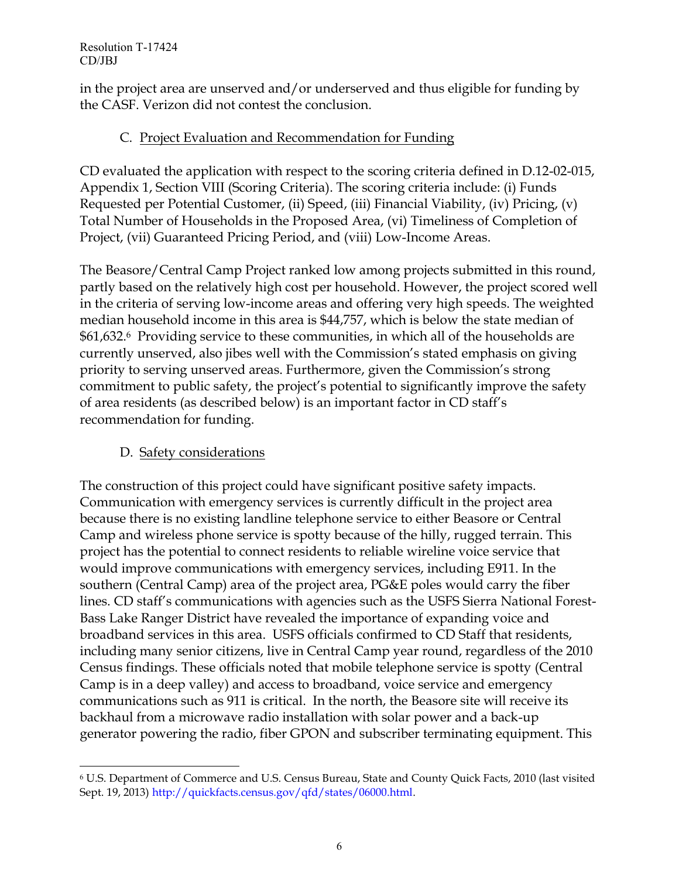in the project area are unserved and/or underserved and thus eligible for funding by the CASF. Verizon did not contest the conclusion.

### C. Project Evaluation and Recommendation for Funding

CD evaluated the application with respect to the scoring criteria defined in D.12-02-015, Appendix 1, Section VIII (Scoring Criteria). The scoring criteria include: (i) Funds Requested per Potential Customer, (ii) Speed, (iii) Financial Viability, (iv) Pricing, (v) Total Number of Households in the Proposed Area, (vi) Timeliness of Completion of Project, (vii) Guaranteed Pricing Period, and (viii) Low-Income Areas.

The Beasore/Central Camp Project ranked low among projects submitted in this round, partly based on the relatively high cost per household. However, the project scored well in the criteria of serving low-income areas and offering very high speeds. The weighted median household income in this area is $44,757, which is below the state median of $61,632.[6] Providing service to these communities, in which all of the households are currently unserved, also jibes well with the Commission's stated emphasis on giving priority to serving unserved areas. Furthermore, given the Commission's strong commitment to public safety, the project's potential to significantly improve the safety of area residents (as described below) is an important factor in CD staff's recommendation for funding.

### D. Safety considerations

The construction of this project could have significant positive safety impacts. Communication with emergency services is currently difficult in the project area because there is no existing landline telephone service to either Beasore or Central Camp and wireless phone service is spotty because of the hilly, rugged terrain. This project has the potential to connect residents to reliable wireline voice service that would improve communications with emergency services, including E911. In the southern (Central Camp) area of the project area, PG&E poles would carry the fiber lines. CD staff's communications with agencies such as the USFS Sierra National Forest-Bass Lake Ranger District have revealed the importance of expanding voice and broadband services in this area. USFS officials confirmed to CD Staff that residents, including many senior citizens, live in Central Camp year round, regardless of the 2010 Census findings. These officials noted that mobile telephone service is spotty (Central Camp is in a deep valley) and access to broadband, voice service and emergency communications such as 911 is critical. In the north, the Beasore site will receive its backhaul from a microwave radio installation with solar power and a back-up generator powering the radio, fiber GPON and subscriber terminating equipment. This

---

[6] U.S. Department of Commerce and U.S. Census Bureau, State and County Quick Facts, 2010 (last visited Sept. 19, 2013) http://quickfacts.census.gov/qfd/states/06000.html.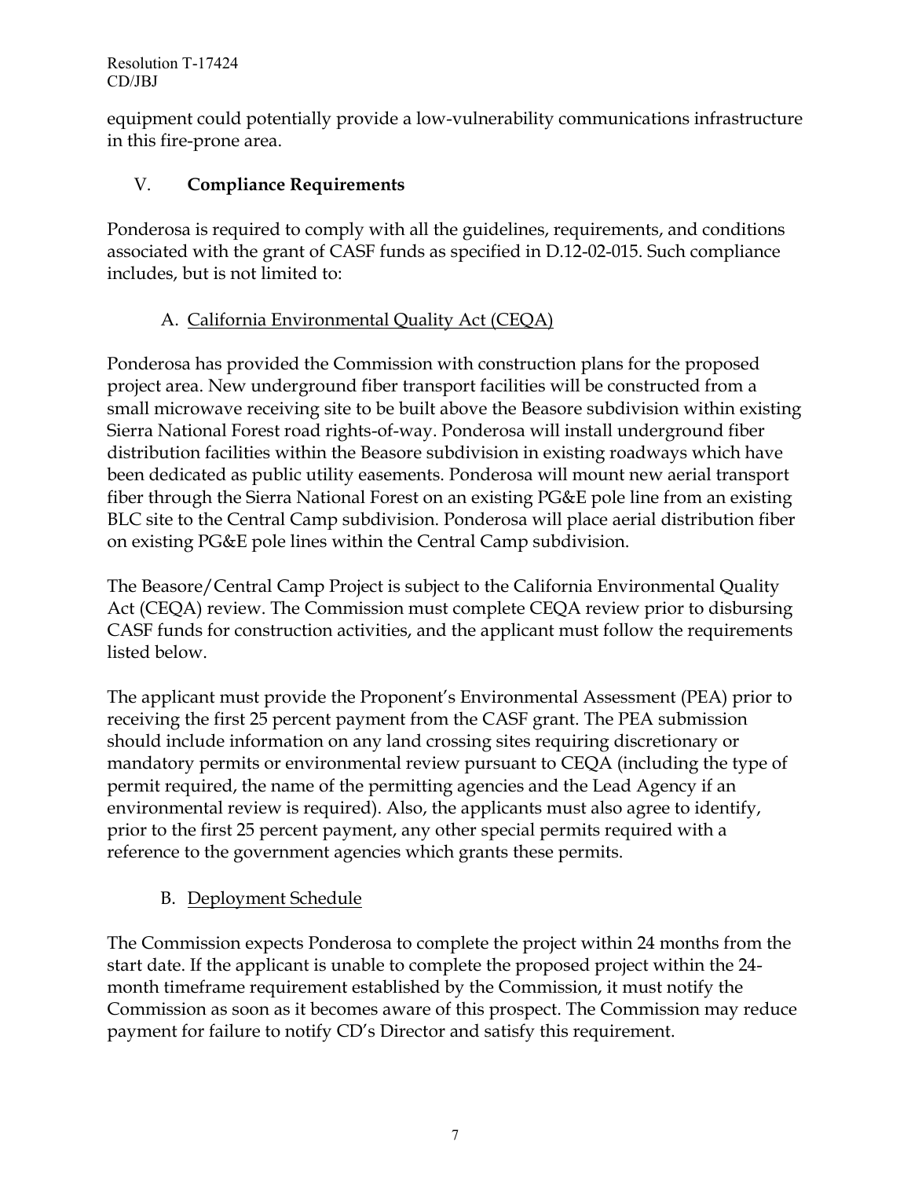equipment could potentially provide a low-vulnerability communications infrastructure in this fire-prone area.

## V. **Compliance Requirements**

Ponderosa is required to comply with all the guidelines, requirements, and conditions associated with the grant of CASF funds as specified in D.12-02-015. Such compliance includes, but is not limited to:

### A. California Environmental Quality Act (CEQA)

Ponderosa has provided the Commission with construction plans for the proposed project area. New underground fiber transport facilities will be constructed from a small microwave receiving site to be built above the Beasore subdivision within existing Sierra National Forest road rights-of-way. Ponderosa will install underground fiber distribution facilities within the Beasore subdivision in existing roadways which have been dedicated as public utility easements. Ponderosa will mount new aerial transport fiber through the Sierra National Forest on an existing PG&E pole line from an existing BLC site to the Central Camp subdivision. Ponderosa will place aerial distribution fiber on existing PG&E pole lines within the Central Camp subdivision.

The Beasore/Central Camp Project is subject to the California Environmental Quality Act (CEQA) review. The Commission must complete CEQA review prior to disbursing CASF funds for construction activities, and the applicant must follow the requirements listed below.

The applicant must provide the Proponent's Environmental Assessment (PEA) prior to receiving the first 25 percent payment from the CASF grant. The PEA submission should include information on any land crossing sites requiring discretionary or mandatory permits or environmental review pursuant to CEQA (including the type of permit required, the name of the permitting agencies and the Lead Agency if an environmental review is required). Also, the applicants must also agree to identify, prior to the first 25 percent payment, any other special permits required with a reference to the government agencies which grants these permits.

### B. Deployment Schedule

The Commission expects Ponderosa to complete the project within 24 months from the start date. If the applicant is unable to complete the proposed project within the 24-month timeframe requirement established by the Commission, it must notify the Commission as soon as it becomes aware of this prospect. The Commission may reduce payment for failure to notify CD's Director and satisfy this requirement.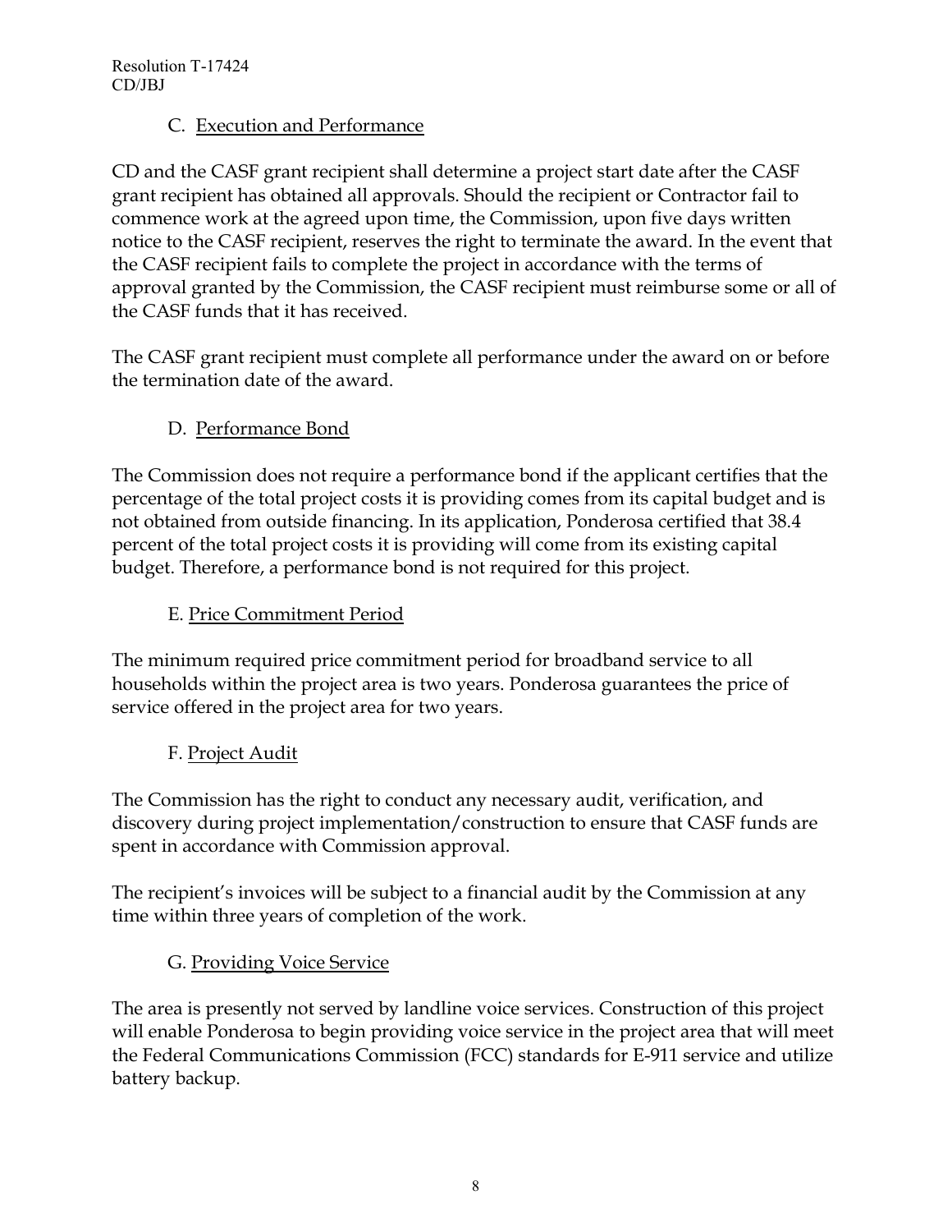### C. Execution and Performance

CD and the CASF grant recipient shall determine a project start date after the CASF grant recipient has obtained all approvals. Should the recipient or Contractor fail to commence work at the agreed upon time, the Commission, upon five days written notice to the CASF recipient, reserves the right to terminate the award. In the event that the CASF recipient fails to complete the project in accordance with the terms of approval granted by the Commission, the CASF recipient must reimburse some or all of the CASF funds that it has received.

The CASF grant recipient must complete all performance under the award on or before the termination date of the award.

### D. Performance Bond

The Commission does not require a performance bond if the applicant certifies that the percentage of the total project costs it is providing comes from its capital budget and is not obtained from outside financing. In its application, Ponderosa certified that 38.4 percent of the total project costs it is providing will come from its existing capital budget. Therefore, a performance bond is not required for this project.

### E. Price Commitment Period

The minimum required price commitment period for broadband service to all households within the project area is two years. Ponderosa guarantees the price of service offered in the project area for two years.

### F. Project Audit

The Commission has the right to conduct any necessary audit, verification, and discovery during project implementation/construction to ensure that CASF funds are spent in accordance with Commission approval.

The recipient's invoices will be subject to a financial audit by the Commission at any time within three years of completion of the work.

### G. Providing Voice Service

The area is presently not served by landline voice services. Construction of this project will enable Ponderosa to begin providing voice service in the project area that will meet the Federal Communications Commission (FCC) standards for E-911 service and utilize battery backup.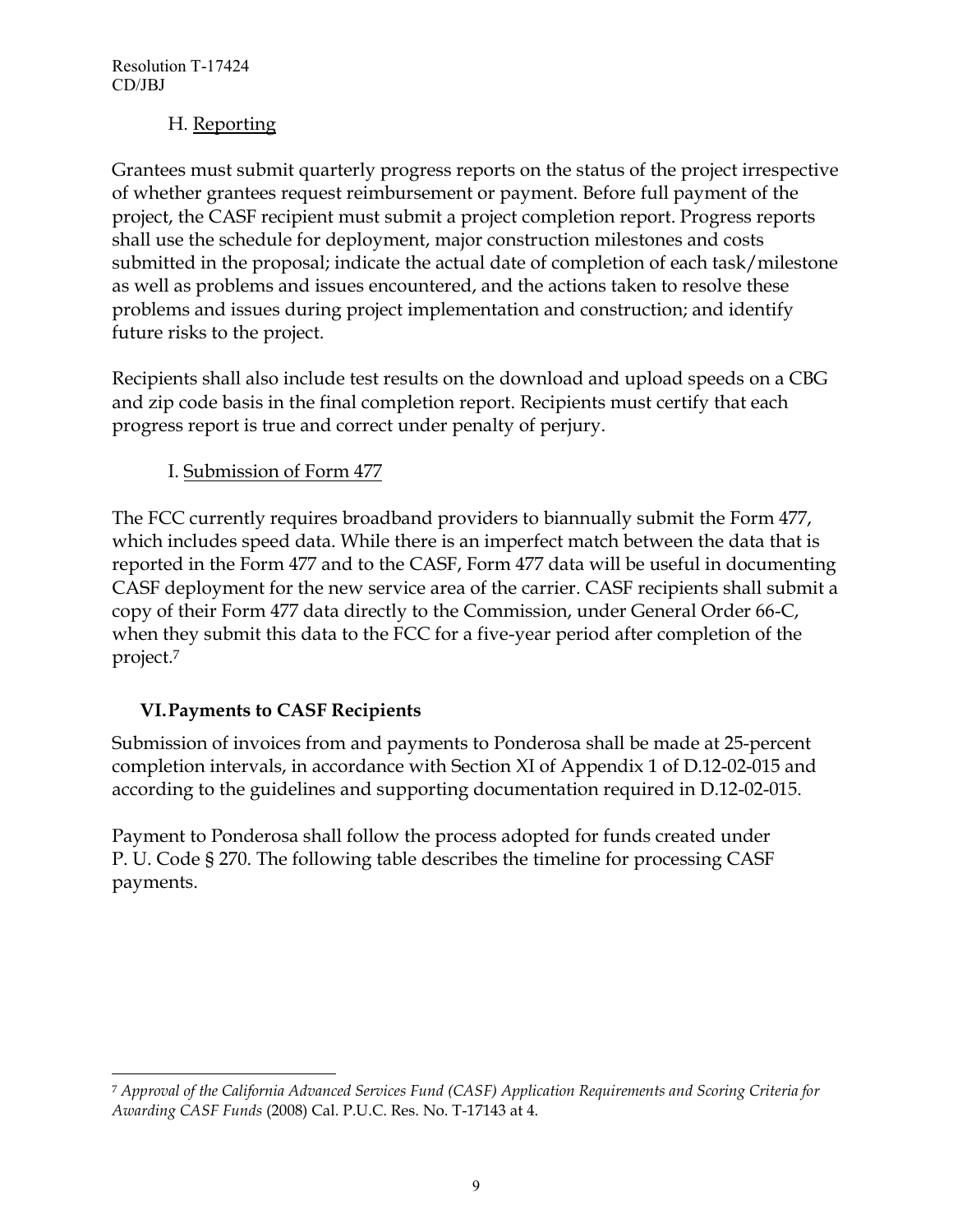### H. Reporting

Grantees must submit quarterly progress reports on the status of the project irrespective of whether grantees request reimbursement or payment. Before full payment of the project, the CASF recipient must submit a project completion report. Progress reports shall use the schedule for deployment, major construction milestones and costs submitted in the proposal; indicate the actual date of completion of each task/milestone as well as problems and issues encountered, and the actions taken to resolve these problems and issues during project implementation and construction; and identify future risks to the project.

Recipients shall also include test results on the download and upload speeds on a CBG and zip code basis in the final completion report. Recipients must certify that each progress report is true and correct under penalty of perjury.

### I. Submission of Form 477

The FCC currently requires broadband providers to biannually submit the Form 477, which includes speed data. While there is an imperfect match between the data that is reported in the Form 477 and to the CASF, Form 477 data will be useful in documenting CASF deployment for the new service area of the carrier. CASF recipients shall submit a copy of their Form 477 data directly to the Commission, under General Order 66-C, when they submit this data to the FCC for a five-year period after completion of the project.[7]

## VI. Payments to CASF Recipients

Submission of invoices from and payments to Ponderosa shall be made at 25-percent completion intervals, in accordance with Section XI of Appendix 1 of D.12-02-015 and according to the guidelines and supporting documentation required in D.12-02-015.

Payment to Ponderosa shall follow the process adopted for funds created under P. U. Code § 270. The following table describes the timeline for processing CASF payments.

---

[7] *Approval of the California Advanced Services Fund (CASF) Application Requirements and Scoring Criteria for Awarding CASF Funds* (2008) Cal. P.U.C. Res. No. T-17143 at 4.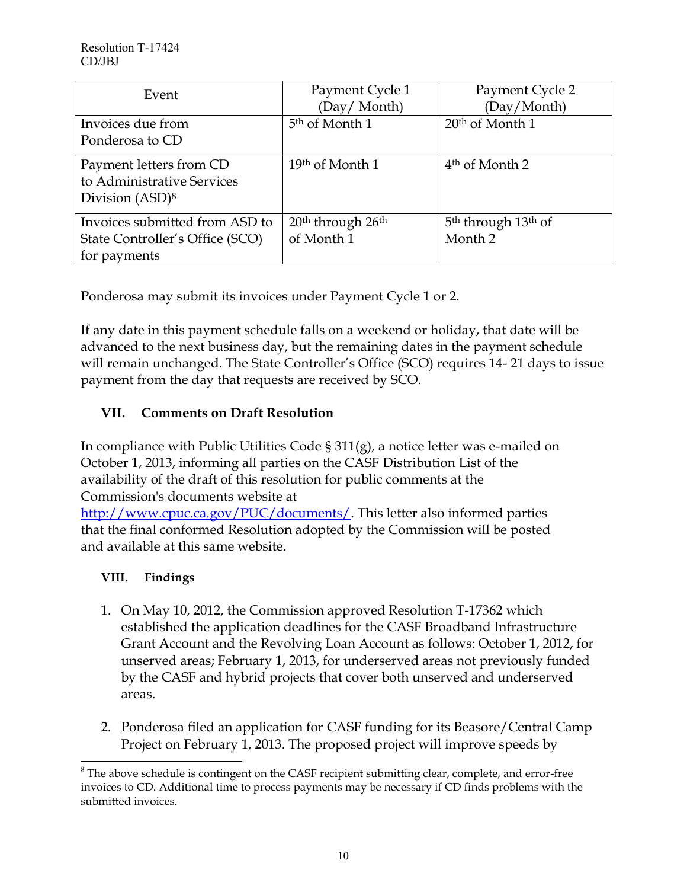| Event | Payment Cycle 1 (Day/ Month) | Payment Cycle 2 (Day/Month) |
|---|---|---|
| Invoices due from Ponderosa to CD | 5th of Month 1 | 20th of Month 1 |
| Payment letters from CD to Administrative Services Division (ASD)[8] | 19th of Month 1 | 4th of Month 2 |
| Invoices submitted from ASD to State Controller's Office (SCO) for payments | 20th through 26th of Month 1 | 5th through 13th of Month 2 |

Ponderosa may submit its invoices under Payment Cycle 1 or 2.

If any date in this payment schedule falls on a weekend or holiday, that date will be advanced to the next business day, but the remaining dates in the payment schedule will remain unchanged. The State Controller's Office (SCO) requires 14- 21 days to issue payment from the day that requests are received by SCO.

## VII. Comments on Draft Resolution

In compliance with Public Utilities Code § 311(g), a notice letter was e-mailed on October 1, 2013, informing all parties on the CASF Distribution List of the availability of the draft of this resolution for public comments at the Commission's documents website at http://www.cpuc.ca.gov/PUC/documents/. This letter also informed parties that the final conformed Resolution adopted by the Commission will be posted and available at this same website.

## VIII. Findings

1. On May 10, 2012, the Commission approved Resolution T-17362 which established the application deadlines for the CASF Broadband Infrastructure Grant Account and the Revolving Loan Account as follows: October 1, 2012, for unserved areas; February 1, 2013, for underserved areas not previously funded by the CASF and hybrid projects that cover both unserved and underserved areas.

2. Ponderosa filed an application for CASF funding for its Beasore/Central Camp Project on February 1, 2013. The proposed project will improve speeds by

---

[8] The above schedule is contingent on the CASF recipient submitting clear, complete, and error-free invoices to CD. Additional time to process payments may be necessary if CD finds problems with the submitted invoices.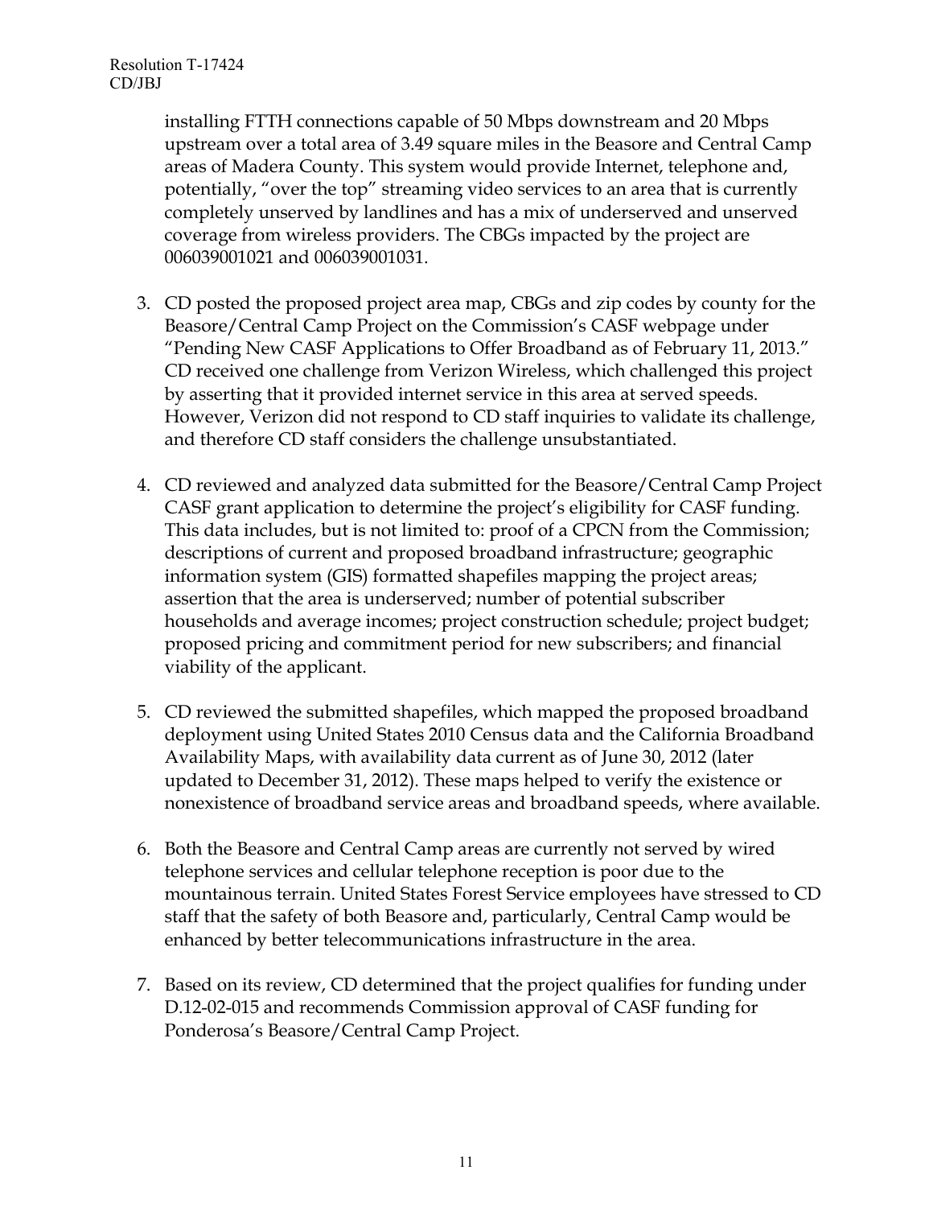installing FTTH connections capable of 50 Mbps downstream and 20 Mbps upstream over a total area of 3.49 square miles in the Beasore and Central Camp areas of Madera County. This system would provide Internet, telephone and, potentially, "over the top" streaming video services to an area that is currently completely unserved by landlines and has a mix of underserved and unserved coverage from wireless providers. The CBGs impacted by the project are 006039001021 and 006039001031.

3. CD posted the proposed project area map, CBGs and zip codes by county for the Beasore/Central Camp Project on the Commission's CASF webpage under "Pending New CASF Applications to Offer Broadband as of February 11, 2013." CD received one challenge from Verizon Wireless, which challenged this project by asserting that it provided internet service in this area at served speeds. However, Verizon did not respond to CD staff inquiries to validate its challenge, and therefore CD staff considers the challenge unsubstantiated.

4. CD reviewed and analyzed data submitted for the Beasore/Central Camp Project CASF grant application to determine the project's eligibility for CASF funding. This data includes, but is not limited to: proof of a CPCN from the Commission; descriptions of current and proposed broadband infrastructure; geographic information system (GIS) formatted shapefiles mapping the project areas; assertion that the area is underserved; number of potential subscriber households and average incomes; project construction schedule; project budget; proposed pricing and commitment period for new subscribers; and financial viability of the applicant.

5. CD reviewed the submitted shapefiles, which mapped the proposed broadband deployment using United States 2010 Census data and the California Broadband Availability Maps, with availability data current as of June 30, 2012 (later updated to December 31, 2012). These maps helped to verify the existence or nonexistence of broadband service areas and broadband speeds, where available.

6. Both the Beasore and Central Camp areas are currently not served by wired telephone services and cellular telephone reception is poor due to the mountainous terrain. United States Forest Service employees have stressed to CD staff that the safety of both Beasore and, particularly, Central Camp would be enhanced by better telecommunications infrastructure in the area.

7. Based on its review, CD determined that the project qualifies for funding under D.12-02-015 and recommends Commission approval of CASF funding for Ponderosa's Beasore/Central Camp Project.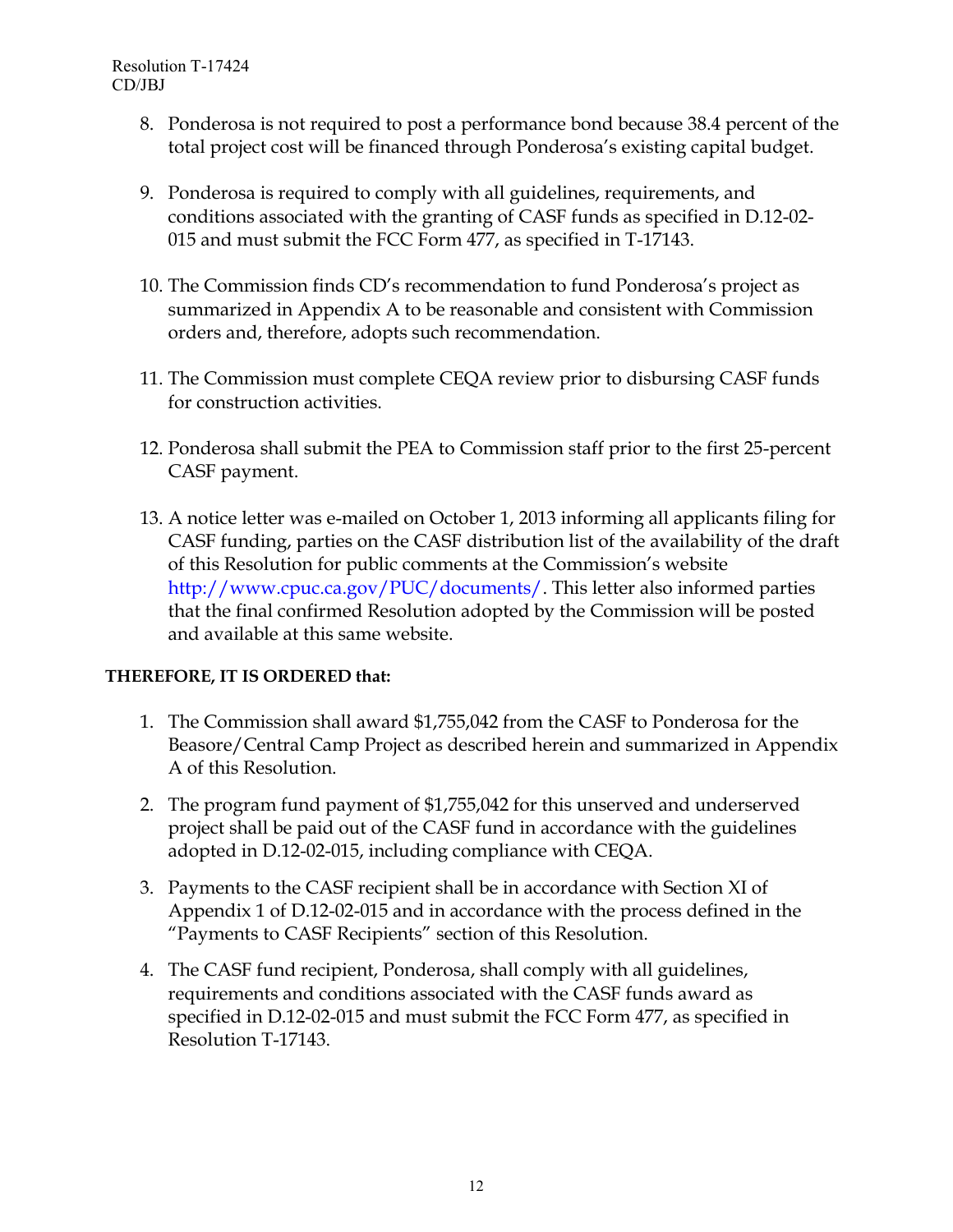8. Ponderosa is not required to post a performance bond because 38.4 percent of the total project cost will be financed through Ponderosa's existing capital budget.

9. Ponderosa is required to comply with all guidelines, requirements, and conditions associated with the granting of CASF funds as specified in D.12-02-015 and must submit the FCC Form 477, as specified in T-17143.

10. The Commission finds CD's recommendation to fund Ponderosa's project as summarized in Appendix A to be reasonable and consistent with Commission orders and, therefore, adopts such recommendation.

11. The Commission must complete CEQA review prior to disbursing CASF funds for construction activities.

12. Ponderosa shall submit the PEA to Commission staff prior to the first 25-percent CASF payment.

13. A notice letter was e-mailed on October 1, 2013 informing all applicants filing for CASF funding, parties on the CASF distribution list of the availability of the draft of this Resolution for public comments at the Commission's website http://www.cpuc.ca.gov/PUC/documents/. This letter also informed parties that the final confirmed Resolution adopted by the Commission will be posted and available at this same website.

**THEREFORE, IT IS ORDERED that:**

1. The Commission shall award $1,755,042 from the CASF to Ponderosa for the Beasore/Central Camp Project as described herein and summarized in Appendix A of this Resolution.

2. The program fund payment of $1,755,042 for this unserved and underserved project shall be paid out of the CASF fund in accordance with the guidelines adopted in D.12-02-015, including compliance with CEQA.

3. Payments to the CASF recipient shall be in accordance with Section XI of Appendix 1 of D.12-02-015 and in accordance with the process defined in the "Payments to CASF Recipients" section of this Resolution.

4. The CASF fund recipient, Ponderosa, shall comply with all guidelines, requirements and conditions associated with the CASF funds award as specified in D.12-02-015 and must submit the FCC Form 477, as specified in Resolution T-17143.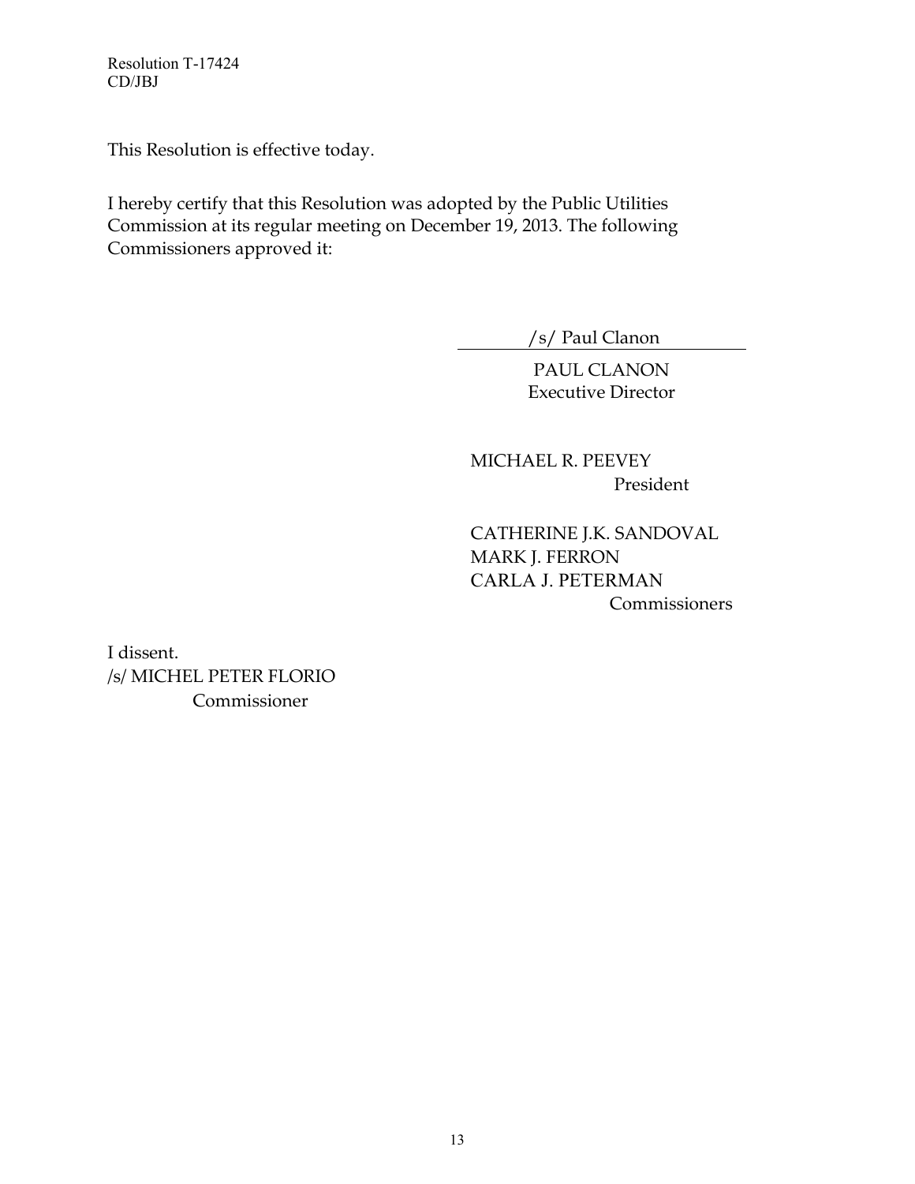This Resolution is effective today.

I hereby certify that this Resolution was adopted by the Public Utilities Commission at its regular meeting on December 19, 2013. The following Commissioners approved it:

/s/ Paul Clanon

PAUL CLANON
Executive Director

MICHAEL R. PEEVEY
President

CATHERINE J.K. SANDOVAL
MARK J. FERRON
CARLA J. PETERMAN
Commissioners

I dissent.
/s/ MICHEL PETER FLORIO
Commissioner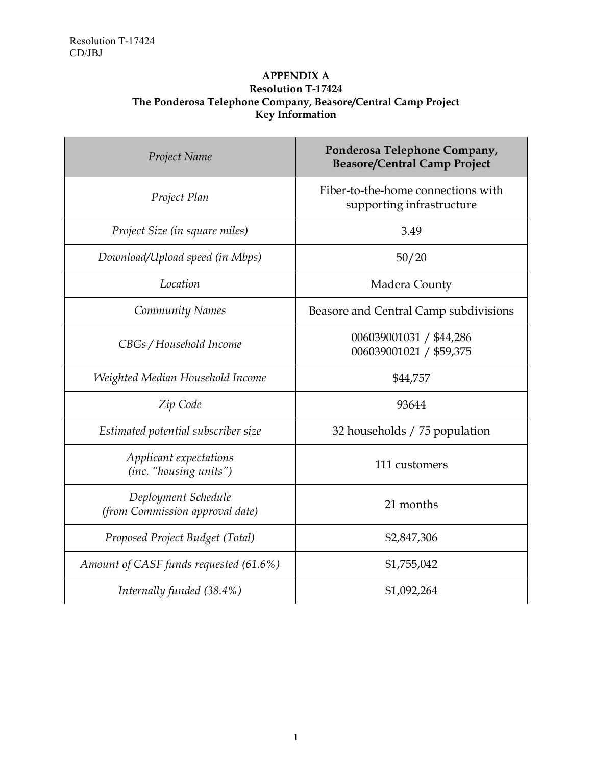**APPENDIX A**
**Resolution T-17424**
**The Ponderosa Telephone Company, Beasore/Central Camp Project**
**Key Information**

| *Project Name* | **Ponderosa Telephone Company, Beasore/Central Camp Project** |
|---|---|
| *Project Plan* | Fiber-to-the-home connections with supporting infrastructure |
| *Project Size (in square miles)* | 3.49 |
| *Download/Upload speed (in Mbps)* | 50/20 |
| *Location* | Madera County |
| *Community Names* | Beasore and Central Camp subdivisions |
| *CBGs / Household Income* | 006039001031 / $44,286<br>006039001021 / $59,375 |
| *Weighted Median Household Income* | $44,757 |
| *Zip Code* | 93644 |
| *Estimated potential subscriber size* | 32 households / 75 population |
| *Applicant expectations (inc. "housing units")* | 111 customers |
| *Deployment Schedule (from Commission approval date)* | 21 months |
| *Proposed Project Budget (Total)* | $2,847,306 |
| *Amount of CASF funds requested (61.6%)* | $1,755,042 |
| *Internally funded (38.4%)* | $1,092,264 |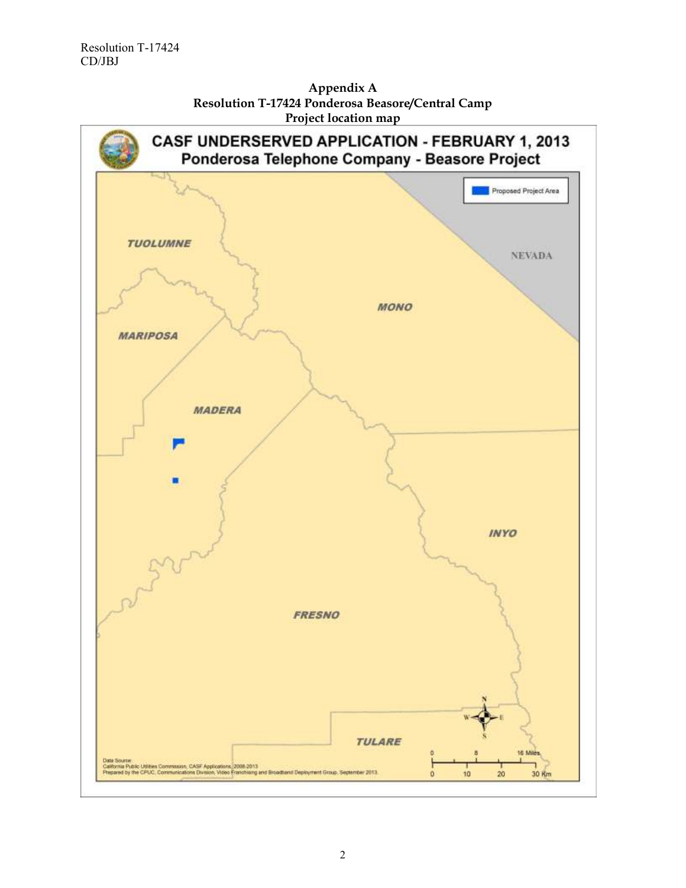# Appendix A

## Resolution T-17424 Ponderosa Beasore/Central Camp

## Project location map

**CASF UNDERSERVED APPLICATION - FEBRUARY 1, 2013**

**Ponderosa Telephone Company - Beasore Project**

Proposed Project Area

TUOLUMNE

NEVADA

MONO

MARIPOSA

MADERA

INYO

FRESNO

TULARE

0 8 16 Miles

0 10 20 30 Km

Data Source:
California Public Utilities Commission, CASF Applications, 2008-2013
Prepared by the CPUC, Communications Division, Video Franchising and Broadband Deployment Group, September 2013.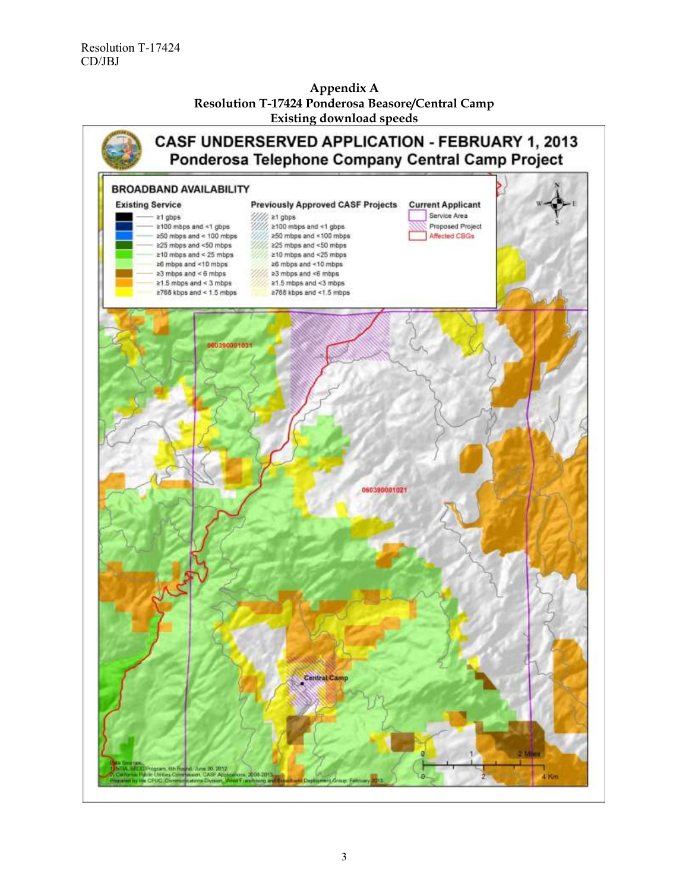## Appendix A
## Resolution T-17424 Ponderosa Beasore/Central Camp
## Existing download speeds

**CASF UNDERSERVED APPLICATION - FEBRUARY 1, 2013**
**Ponderosa Telephone Company Central Camp Project**

**BROADBAND AVAILABILITY**

| Existing Service | Previously Approved CASF Projects | Current Applicant |
|---|---|---|
| ≥1 gbps | ≥1 gbps | Service Area |
| ≥100 mbps and <1 gbps | ≥100 mbps and <1 gbps | Proposed Project |
| ≥50 mbps and < 100 mbps | ≥50 mbps and <100 mbps | Affected CBGs |
| ≥25 mbps and <50 mbps | ≥25 mbps and <50 mbps | |
| ≥10 mbps and < 25 mbps | ≥10 mbps and <25 mbps | |
| ≥6 mbps and <10 mbps | ≥6 mbps and <10 mbps | |
| ≥3 mbps and < 6 mbps | ≥3 mbps and <6 mbps | |
| ≥1.5 mbps and < 3 mbps | ≥1.5 mbps and <3 mbps | |
| ≥768 kbps and < 1.5 mbps | ≥768 kbps and <1.5 mbps | |

060390001031

060390001021

Central Camp

Data Sources:
1) NTIA, SBDD Program, 6th Round, June 30, 2012
2) California Public Utilities Commission, CASF Applications, 2008-2013
Prepared by the CPUC, Communications Division, Video Franchising and Broadband Deployment Group, February 2013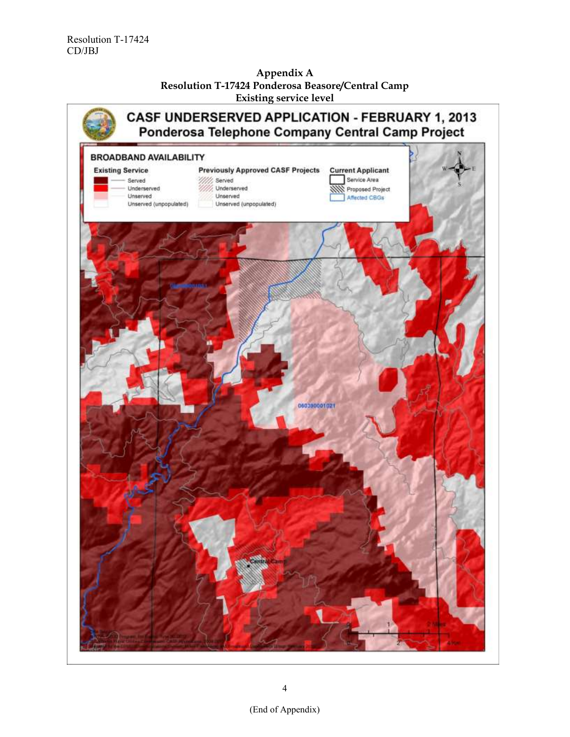## Appendix A
## Resolution T-17424 Ponderosa Beasore/Central Camp
## Existing service level

CASF UNDERSERVED APPLICATION - FEBRUARY 1, 2013
Ponderosa Telephone Company Central Camp Project

BROADBAND AVAILABILITY

Existing Service
Served
Underserved
Unserved
Unserved (unpopulated)

Previously Approved CASF Projects
Served
Underserved
Unserved
Unserved (unpopulated)

Current Applicant
Service Area
Proposed Project
Affected CBGs

060390001021

Central Camp

0 1 2 Miles
0 2 4 Km

(End of Appendix)